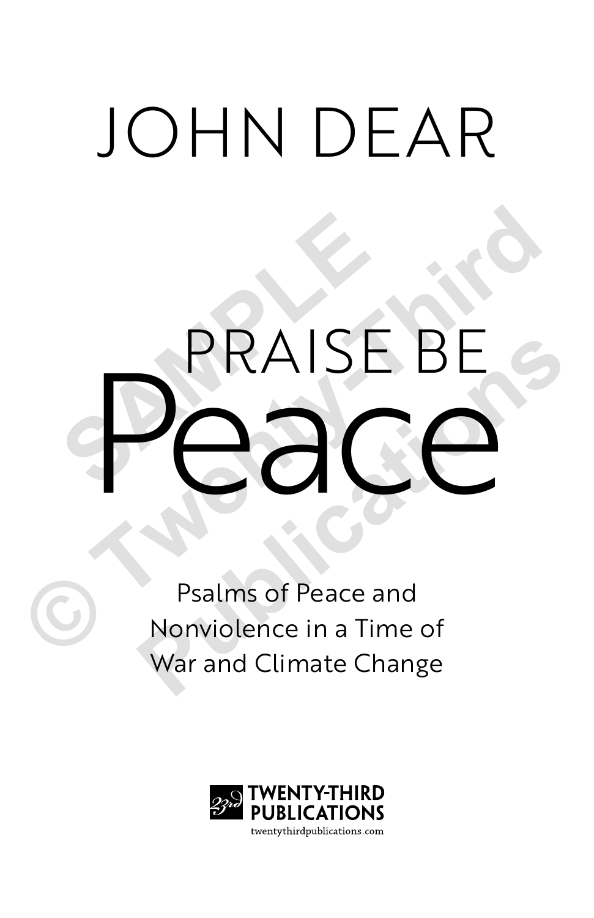# JOHN DEAR

# PRAISE BE Peace

Psalms of Peace and Nonviolence in a Time of War and Climate Change

TWENTY-THIRD PUBLICATIONS

twentythirdpublications.com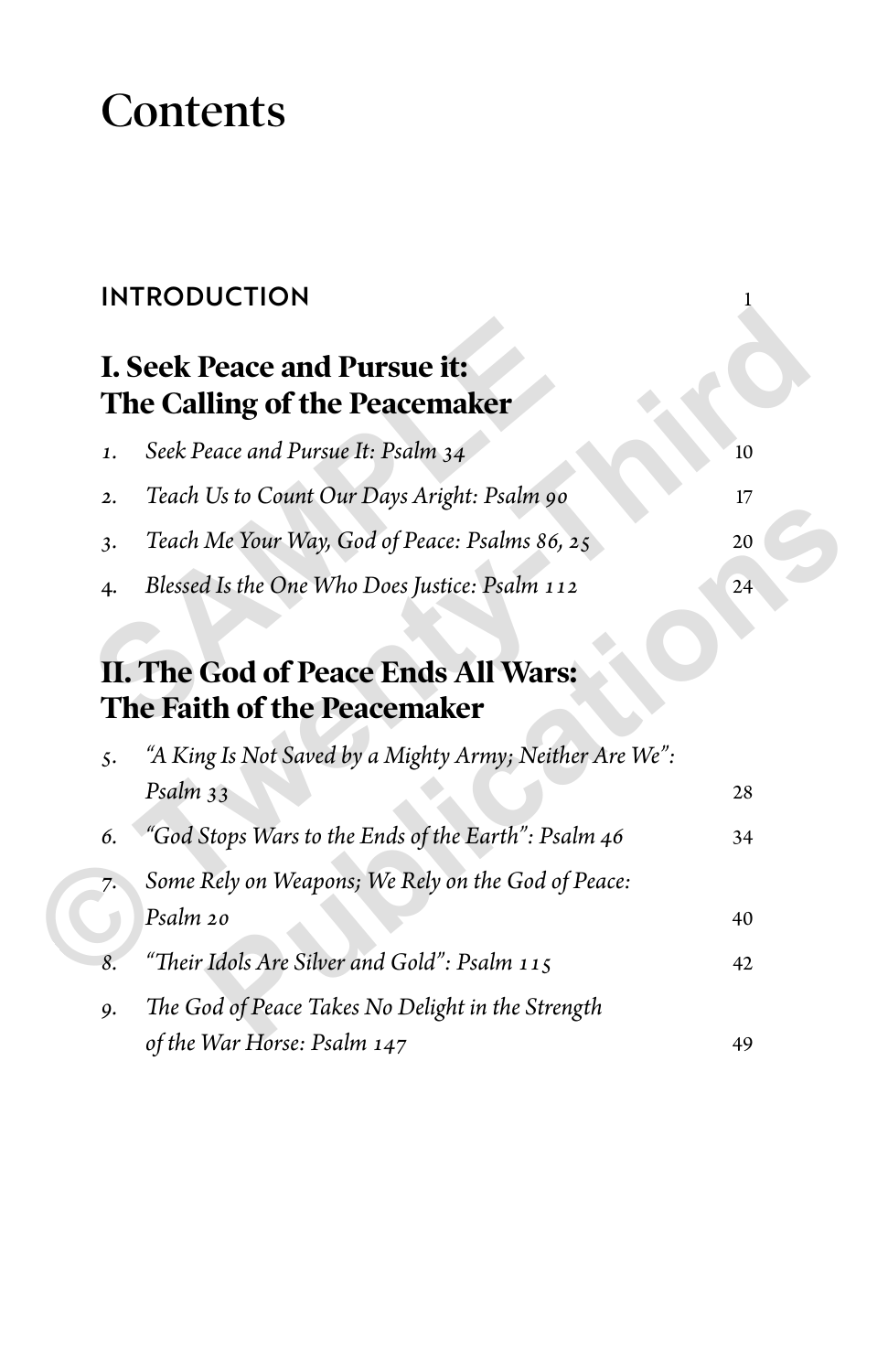# Contents

**INTRODUCTION** 1

## I. Seek Peace and Pursue it: The Calling of the Peacemaker

1. *Seek Peace and Pursue It: Psalm 34* 10
2. *Teach Us to Count Our Days Aright: Psalm 90* 17
3. *Teach Me Your Way, God of Peace: Psalms 86, 25* 20
4. *Blessed Is the One Who Does Justice: Psalm 112* 24

## II. The God of Peace Ends All Wars: The Faith of the Peacemaker

5. *"A King Is Not Saved by a Mighty Army; Neither Are We": Psalm 33* 28
6. *"God Stops Wars to the Ends of the Earth": Psalm 46* 34
7. *Some Rely on Weapons; We Rely on the God of Peace: Psalm 20* 40
8. *"Their Idols Are Silver and Gold": Psalm 115* 42
9. *The God of Peace Takes No Delight in the Strength of the War Horse: Psalm 147* 49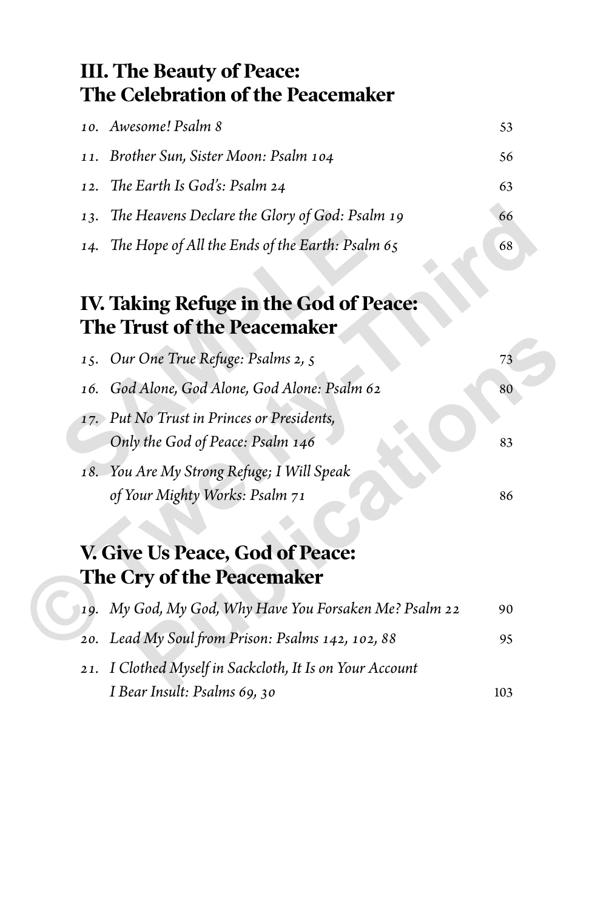## III. The Beauty of Peace: The Celebration of the Peacemaker

*10. Awesome! Psalm 8* 53

*11. Brother Sun, Sister Moon: Psalm 104* 56

*12. The Earth Is God's: Psalm 24* 63

*13. The Heavens Declare the Glory of God: Psalm 19* 66

*14. The Hope of All the Ends of the Earth: Psalm 65* 68

## IV. Taking Refuge in the God of Peace: The Trust of the Peacemaker

*15. Our One True Refuge: Psalms 2, 5* 73

*16. God Alone, God Alone, God Alone: Psalm 62* 80

*17. Put No Trust in Princes or Presidents, Only the God of Peace: Psalm 146* 83

*18. You Are My Strong Refuge; I Will Speak of Your Mighty Works: Psalm 71* 86

## V. Give Us Peace, God of Peace: The Cry of the Peacemaker

*19. My God, My God, Why Have You Forsaken Me? Psalm 22* 90

*20. Lead My Soul from Prison: Psalms 142, 102, 88* 95

*21. I Clothed Myself in Sackcloth, It Is on Your Account I Bear Insult: Psalms 69, 30* 103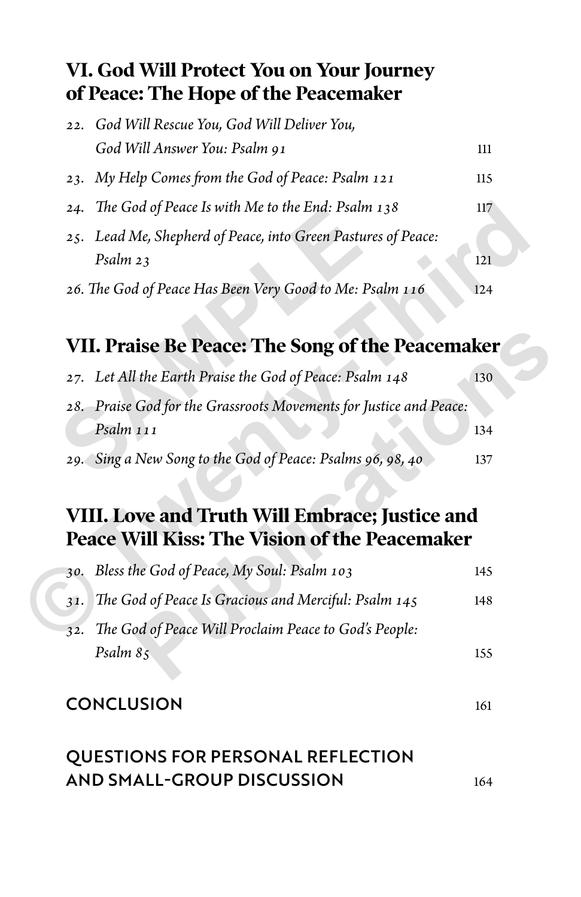## VI. God Will Protect You on Your Journey of Peace: The Hope of the Peacemaker

22. *God Will Rescue You, God Will Deliver You, God Will Answer You: Psalm 91* — 111
23. *My Help Comes from the God of Peace: Psalm 121* — 115
24. *The God of Peace Is with Me to the End: Psalm 138* — 117
25. *Lead Me, Shepherd of Peace, into Green Pastures of Peace: Psalm 23* — 121
26. *The God of Peace Has Been Very Good to Me: Psalm 116* — 124

## VII. Praise Be Peace: The Song of the Peacemaker

27. *Let All the Earth Praise the God of Peace: Psalm 148* — 130
28. *Praise God for the Grassroots Movements for Justice and Peace: Psalm 111* — 134
29. *Sing a New Song to the God of Peace: Psalms 96, 98, 40* — 137

## VIII. Love and Truth Will Embrace; Justice and Peace Will Kiss: The Vision of the Peacemaker

30. *Bless the God of Peace, My Soul: Psalm 103* — 145
31. *The God of Peace Is Gracious and Merciful: Psalm 145* — 148
32. *The God of Peace Will Proclaim Peace to God's People: Psalm 85* — 155

## CONCLUSION — 161

## QUESTIONS FOR PERSONAL REFLECTION AND SMALL-GROUP DISCUSSION — 164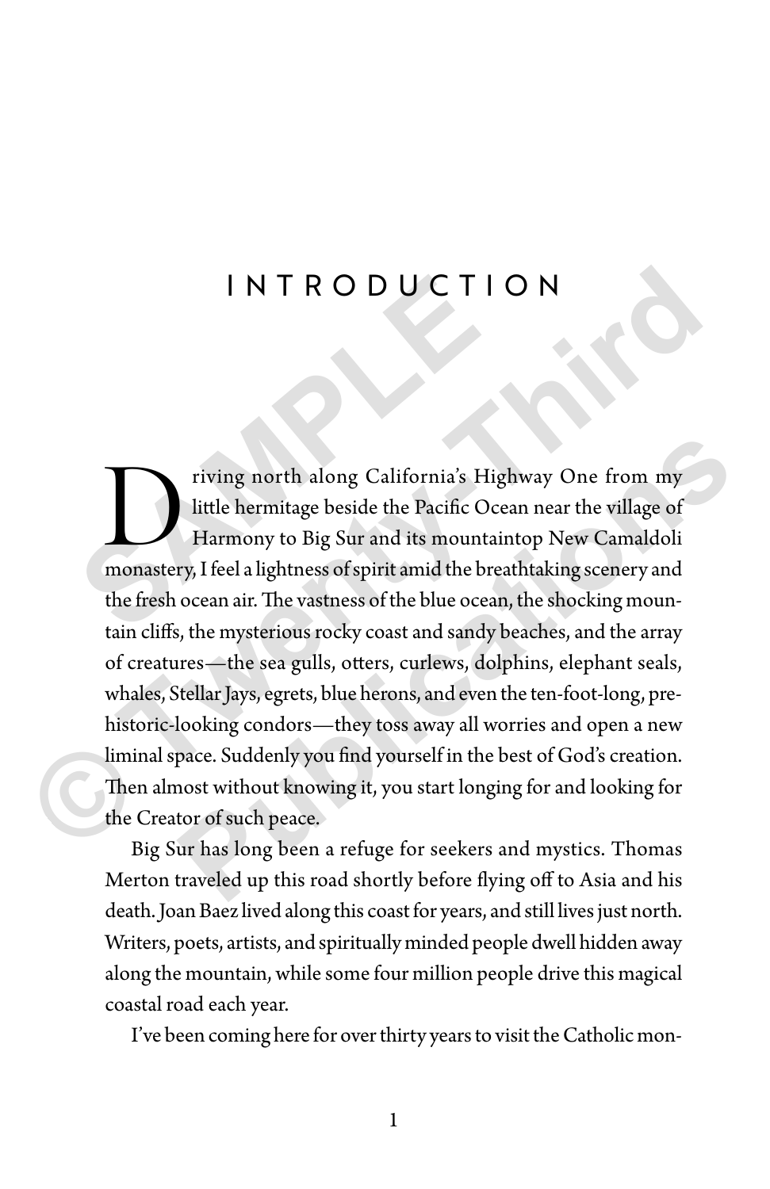# INTRODUCTION

Driving north along California's Highway One from my little hermitage beside the Pacific Ocean near the village of Harmony to Big Sur and its mountaintop New Camaldoli monastery, I feel a lightness of spirit amid the breathtaking scenery and the fresh ocean air. The vastness of the blue ocean, the shocking mountain cliffs, the mysterious rocky coast and sandy beaches, and the array of creatures—the sea gulls, otters, curlews, dolphins, elephant seals, whales, Stellar Jays, egrets, blue herons, and even the ten-foot-long, prehistoric-looking condors—they toss away all worries and open a new liminal space. Suddenly you find yourself in the best of God's creation. Then almost without knowing it, you start longing for and looking for the Creator of such peace.

Big Sur has long been a refuge for seekers and mystics. Thomas Merton traveled up this road shortly before flying off to Asia and his death. Joan Baez lived along this coast for years, and still lives just north. Writers, poets, artists, and spiritually minded people dwell hidden away along the mountain, while some four million people drive this magical coastal road each year.

I've been coming here for over thirty years to visit the Catholic mon-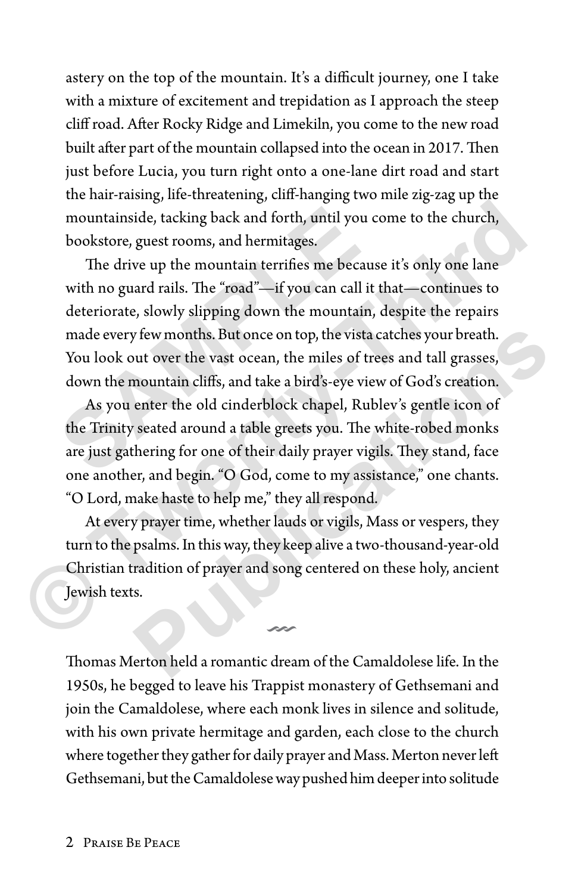astery on the top of the mountain. It's a difficult journey, one I take with a mixture of excitement and trepidation as I approach the steep cliff road. After Rocky Ridge and Limekiln, you come to the new road built after part of the mountain collapsed into the ocean in 2017. Then just before Lucia, you turn right onto a one-lane dirt road and start the hair-raising, life-threatening, cliff-hanging two mile zig-zag up the mountainside, tacking back and forth, until you come to the church, bookstore, guest rooms, and hermitages.

The drive up the mountain terrifies me because it's only one lane with no guard rails. The "road"—if you can call it that—continues to deteriorate, slowly slipping down the mountain, despite the repairs made every few months. But once on top, the vista catches your breath. You look out over the vast ocean, the miles of trees and tall grasses, down the mountain cliffs, and take a bird's-eye view of God's creation.

As you enter the old cinderblock chapel, Rublev's gentle icon of the Trinity seated around a table greets you. The white-robed monks are just gathering for one of their daily prayer vigils. They stand, face one another, and begin. "O God, come to my assistance," one chants. "O Lord, make haste to help me," they all respond.

At every prayer time, whether lauds or vigils, Mass or vespers, they turn to the psalms. In this way, they keep alive a two-thousand-year-old Christian tradition of prayer and song centered on these holy, ancient Jewish texts.

~

Thomas Merton held a romantic dream of the Camaldolese life. In the 1950s, he begged to leave his Trappist monastery of Gethsemani and join the Camaldolese, where each monk lives in silence and solitude, with his own private hermitage and garden, each close to the church where together they gather for daily prayer and Mass. Merton never left Gethsemani, but the Camaldolese way pushed him deeper into solitude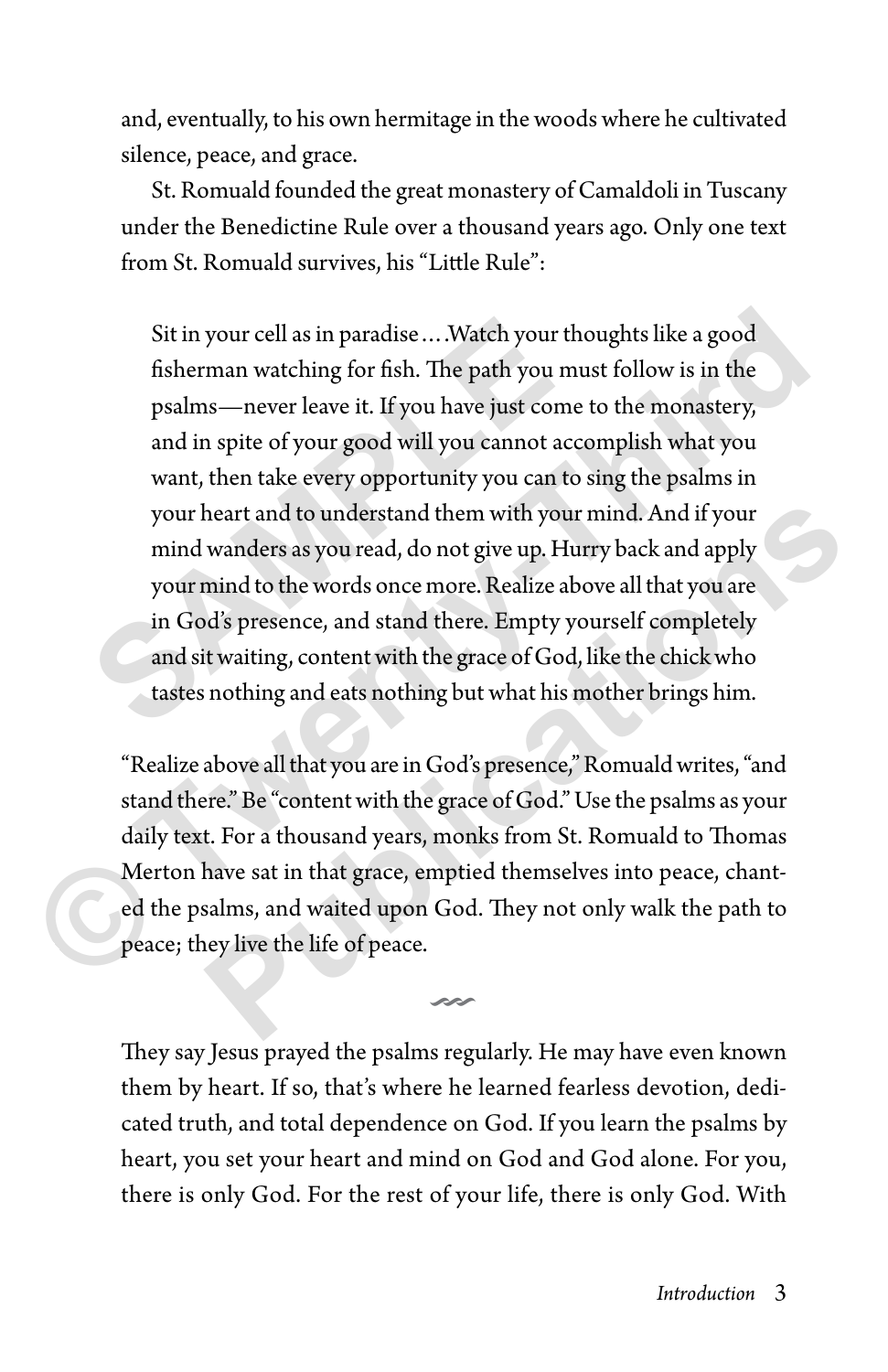and, eventually, to his own hermitage in the woods where he cultivated silence, peace, and grace.

St. Romuald founded the great monastery of Camaldoli in Tuscany under the Benedictine Rule over a thousand years ago. Only one text from St. Romuald survives, his "Little Rule":

> Sit in your cell as in paradise . . . .Watch your thoughts like a good fisherman watching for fish. The path you must follow is in the psalms—never leave it. If you have just come to the monastery, and in spite of your good will you cannot accomplish what you want, then take every opportunity you can to sing the psalms in your heart and to understand them with your mind. And if your mind wanders as you read, do not give up. Hurry back and apply your mind to the words once more. Realize above all that you are in God's presence, and stand there. Empty yourself completely and sit waiting, content with the grace of God, like the chick who tastes nothing and eats nothing but what his mother brings him.

"Realize above all that you are in God's presence," Romuald writes, "and stand there." Be "content with the grace of God." Use the psalms as your daily text. For a thousand years, monks from St. Romuald to Thomas Merton have sat in that grace, emptied themselves into peace, chanted the psalms, and waited upon God. They not only walk the path to peace; they live the life of peace.

They say Jesus prayed the psalms regularly. He may have even known them by heart. If so, that's where he learned fearless devotion, dedicated truth, and total dependence on God. If you learn the psalms by heart, you set your heart and mind on God and God alone. For you, there is only God. For the rest of your life, there is only God. With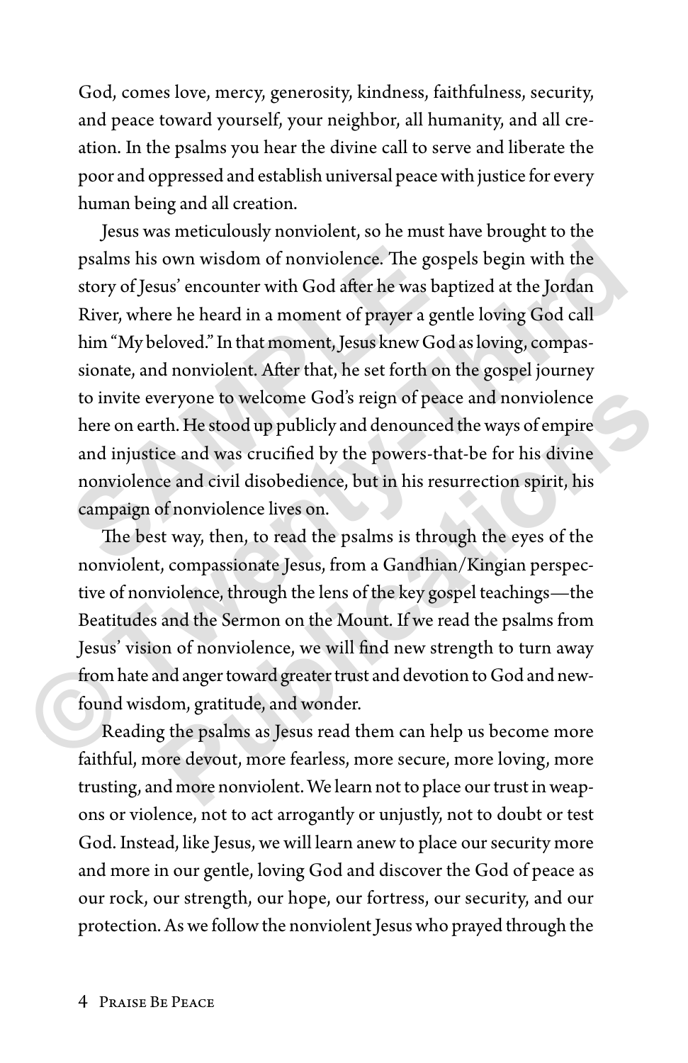God, comes love, mercy, generosity, kindness, faithfulness, security, and peace toward yourself, your neighbor, all humanity, and all creation. In the psalms you hear the divine call to serve and liberate the poor and oppressed and establish universal peace with justice for every human being and all creation.

Jesus was meticulously nonviolent, so he must have brought to the psalms his own wisdom of nonviolence. The gospels begin with the story of Jesus' encounter with God after he was baptized at the Jordan River, where he heard in a moment of prayer a gentle loving God call him "My beloved." In that moment, Jesus knew God as loving, compassionate, and nonviolent. After that, he set forth on the gospel journey to invite everyone to welcome God's reign of peace and nonviolence here on earth. He stood up publicly and denounced the ways of empire and injustice and was crucified by the powers-that-be for his divine nonviolence and civil disobedience, but in his resurrection spirit, his campaign of nonviolence lives on.

The best way, then, to read the psalms is through the eyes of the nonviolent, compassionate Jesus, from a Gandhian/Kingian perspective of nonviolence, through the lens of the key gospel teachings—the Beatitudes and the Sermon on the Mount. If we read the psalms from Jesus' vision of nonviolence, we will find new strength to turn away from hate and anger toward greater trust and devotion to God and newfound wisdom, gratitude, and wonder.

Reading the psalms as Jesus read them can help us become more faithful, more devout, more fearless, more secure, more loving, more trusting, and more nonviolent. We learn not to place our trust in weapons or violence, not to act arrogantly or unjustly, not to doubt or test God. Instead, like Jesus, we will learn anew to place our security more and more in our gentle, loving God and discover the God of peace as our rock, our strength, our hope, our fortress, our security, and our protection. As we follow the nonviolent Jesus who prayed through the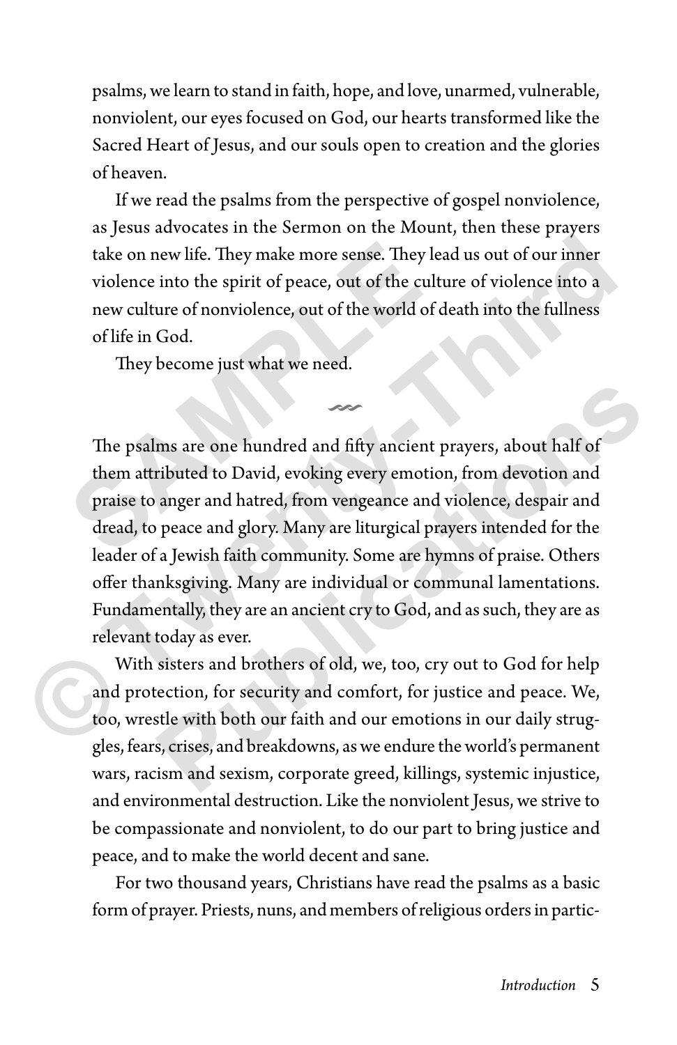psalms, we learn to stand in faith, hope, and love, unarmed, vulnerable, nonviolent, our eyes focused on God, our hearts transformed like the Sacred Heart of Jesus, and our souls open to creation and the glories of heaven.

If we read the psalms from the perspective of gospel nonviolence, as Jesus advocates in the Sermon on the Mount, then these prayers take on new life. They make more sense. They lead us out of our inner violence into the spirit of peace, out of the culture of violence into a new culture of nonviolence, out of the world of death into the fullness of life in God.

They become just what we need.

---

The psalms are one hundred and fifty ancient prayers, about half of them attributed to David, evoking every emotion, from devotion and praise to anger and hatred, from vengeance and violence, despair and dread, to peace and glory. Many are liturgical prayers intended for the leader of a Jewish faith community. Some are hymns of praise. Others offer thanksgiving. Many are individual or communal lamentations. Fundamentally, they are an ancient cry to God, and as such, they are as relevant today as ever.

With sisters and brothers of old, we, too, cry out to God for help and protection, for security and comfort, for justice and peace. We, too, wrestle with both our faith and our emotions in our daily struggles, fears, crises, and breakdowns, as we endure the world's permanent wars, racism and sexism, corporate greed, killings, systemic injustice, and environmental destruction. Like the nonviolent Jesus, we strive to be compassionate and nonviolent, to do our part to bring justice and peace, and to make the world decent and sane.

For two thousand years, Christians have read the psalms as a basic form of prayer. Priests, nuns, and members of religious orders in partic-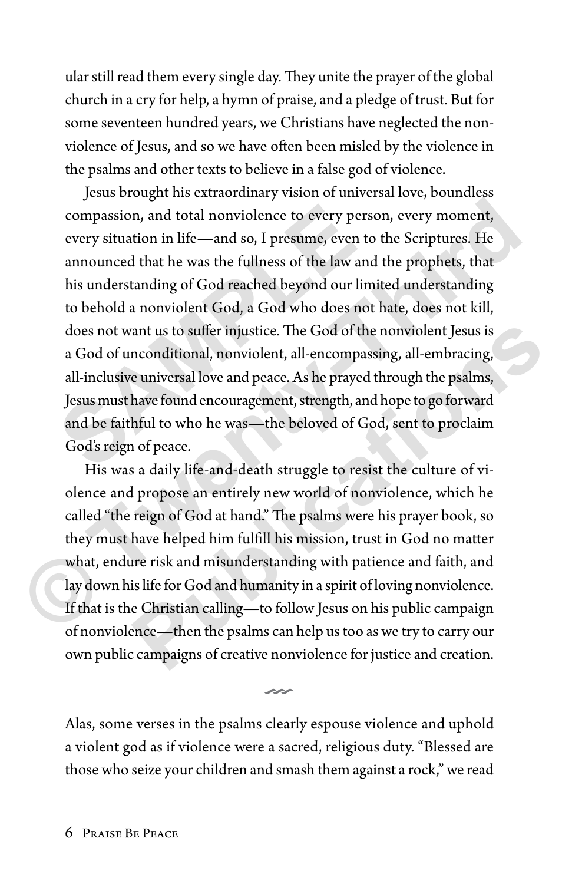ular still read them every single day. They unite the prayer of the global church in a cry for help, a hymn of praise, and a pledge of trust. But for some seventeen hundred years, we Christians have neglected the nonviolence of Jesus, and so we have often been misled by the violence in the psalms and other texts to believe in a false god of violence.

Jesus brought his extraordinary vision of universal love, boundless compassion, and total nonviolence to every person, every moment, every situation in life—and so, I presume, even to the Scriptures. He announced that he was the fullness of the law and the prophets, that his understanding of God reached beyond our limited understanding to behold a nonviolent God, a God who does not hate, does not kill, does not want us to suffer injustice. The God of the nonviolent Jesus is a God of unconditional, nonviolent, all-encompassing, all-embracing, all-inclusive universal love and peace. As he prayed through the psalms, Jesus must have found encouragement, strength, and hope to go forward and be faithful to who he was—the beloved of God, sent to proclaim God's reign of peace.

His was a daily life-and-death struggle to resist the culture of violence and propose an entirely new world of nonviolence, which he called "the reign of God at hand." The psalms were his prayer book, so they must have helped him fulfill his mission, trust in God no matter what, endure risk and misunderstanding with patience and faith, and lay down his life for God and humanity in a spirit of loving nonviolence. If that is the Christian calling—to follow Jesus on his public campaign of nonviolence—then the psalms can help us too as we try to carry our own public campaigns of creative nonviolence for justice and creation.

Alas, some verses in the psalms clearly espouse violence and uphold a violent god as if violence were a sacred, religious duty. "Blessed are those who seize your children and smash them against a rock," we read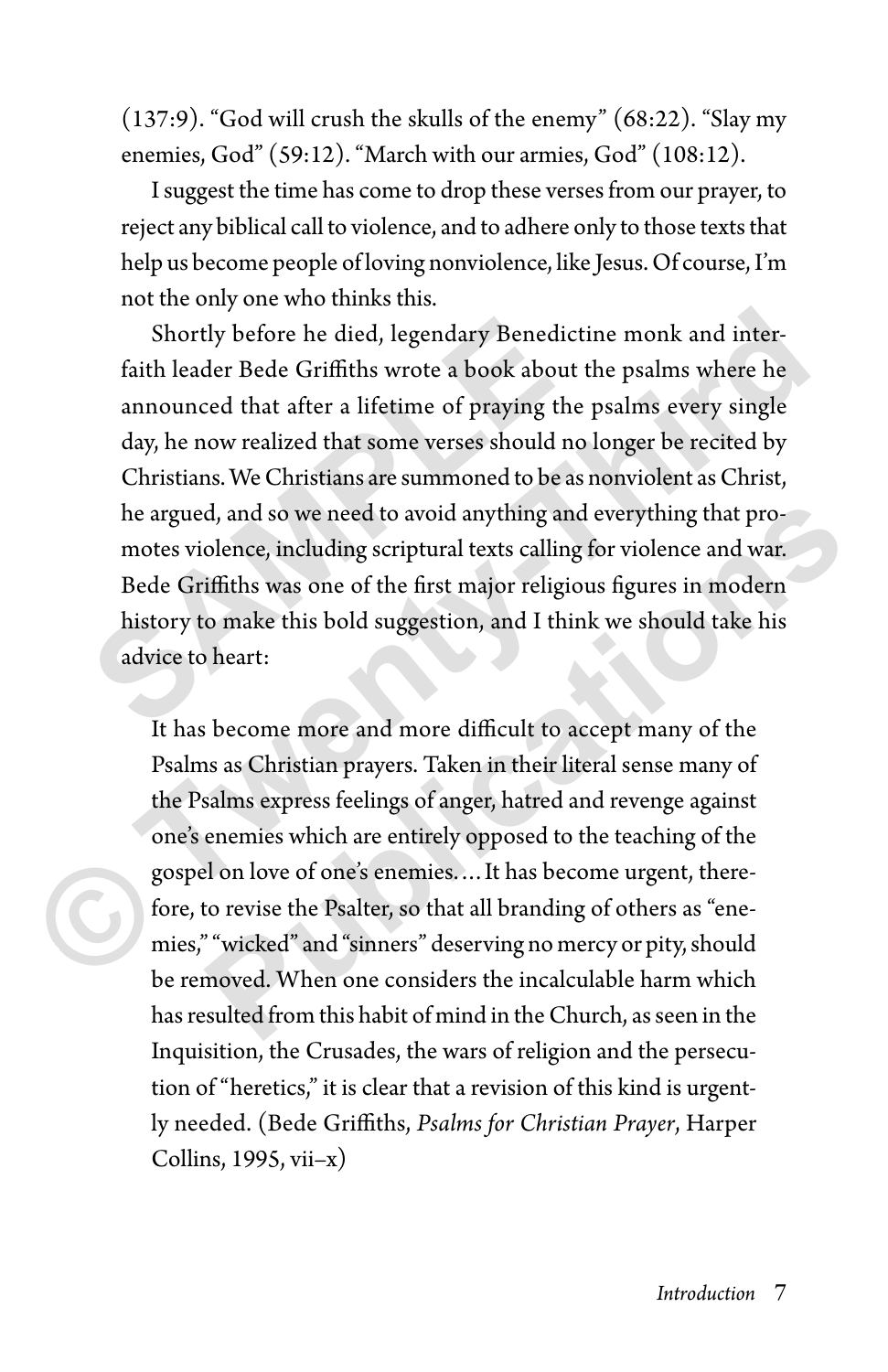(137:9). "God will crush the skulls of the enemy" (68:22). "Slay my enemies, God" (59:12). "March with our armies, God" (108:12).

I suggest the time has come to drop these verses from our prayer, to reject any biblical call to violence, and to adhere only to those texts that help us become people of loving nonviolence, like Jesus. Of course, I'm not the only one who thinks this.

Shortly before he died, legendary Benedictine monk and interfaith leader Bede Griffiths wrote a book about the psalms where he announced that after a lifetime of praying the psalms every single day, he now realized that some verses should no longer be recited by Christians. We Christians are summoned to be as nonviolent as Christ, he argued, and so we need to avoid anything and everything that promotes violence, including scriptural texts calling for violence and war. Bede Griffiths was one of the first major religious figures in modern history to make this bold suggestion, and I think we should take his advice to heart:

> It has become more and more difficult to accept many of the Psalms as Christian prayers. Taken in their literal sense many of the Psalms express feelings of anger, hatred and revenge against one's enemies which are entirely opposed to the teaching of the gospel on love of one's enemies. . . . It has become urgent, therefore, to revise the Psalter, so that all branding of others as "enemies," "wicked" and "sinners" deserving no mercy or pity, should be removed. When one considers the incalculable harm which has resulted from this habit of mind in the Church, as seen in the Inquisition, the Crusades, the wars of religion and the persecution of "heretics," it is clear that a revision of this kind is urgently needed. (Bede Griffiths, *Psalms for Christian Prayer*, Harper Collins, 1995, vii–x)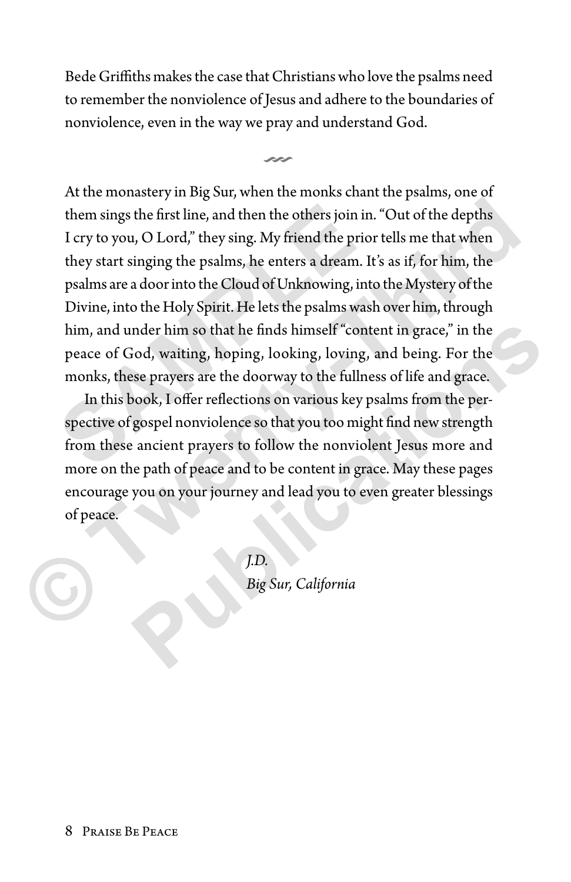Bede Griffiths makes the case that Christians who love the psalms need to remember the nonviolence of Jesus and adhere to the boundaries of nonviolence, even in the way we pray and understand God.

~

At the monastery in Big Sur, when the monks chant the psalms, one of them sings the first line, and then the others join in. "Out of the depths I cry to you, O Lord," they sing. My friend the prior tells me that when they start singing the psalms, he enters a dream. It's as if, for him, the psalms are a door into the Cloud of Unknowing, into the Mystery of the Divine, into the Holy Spirit. He lets the psalms wash over him, through him, and under him so that he finds himself "content in grace," in the peace of God, waiting, hoping, looking, loving, and being. For the monks, these prayers are the doorway to the fullness of life and grace.

In this book, I offer reflections on various key psalms from the perspective of gospel nonviolence so that you too might find new strength from these ancient prayers to follow the nonviolent Jesus more and more on the path of peace and to be content in grace. May these pages encourage you on your journey and lead you to even greater blessings of peace.

*J.D.*
*Big Sur, California*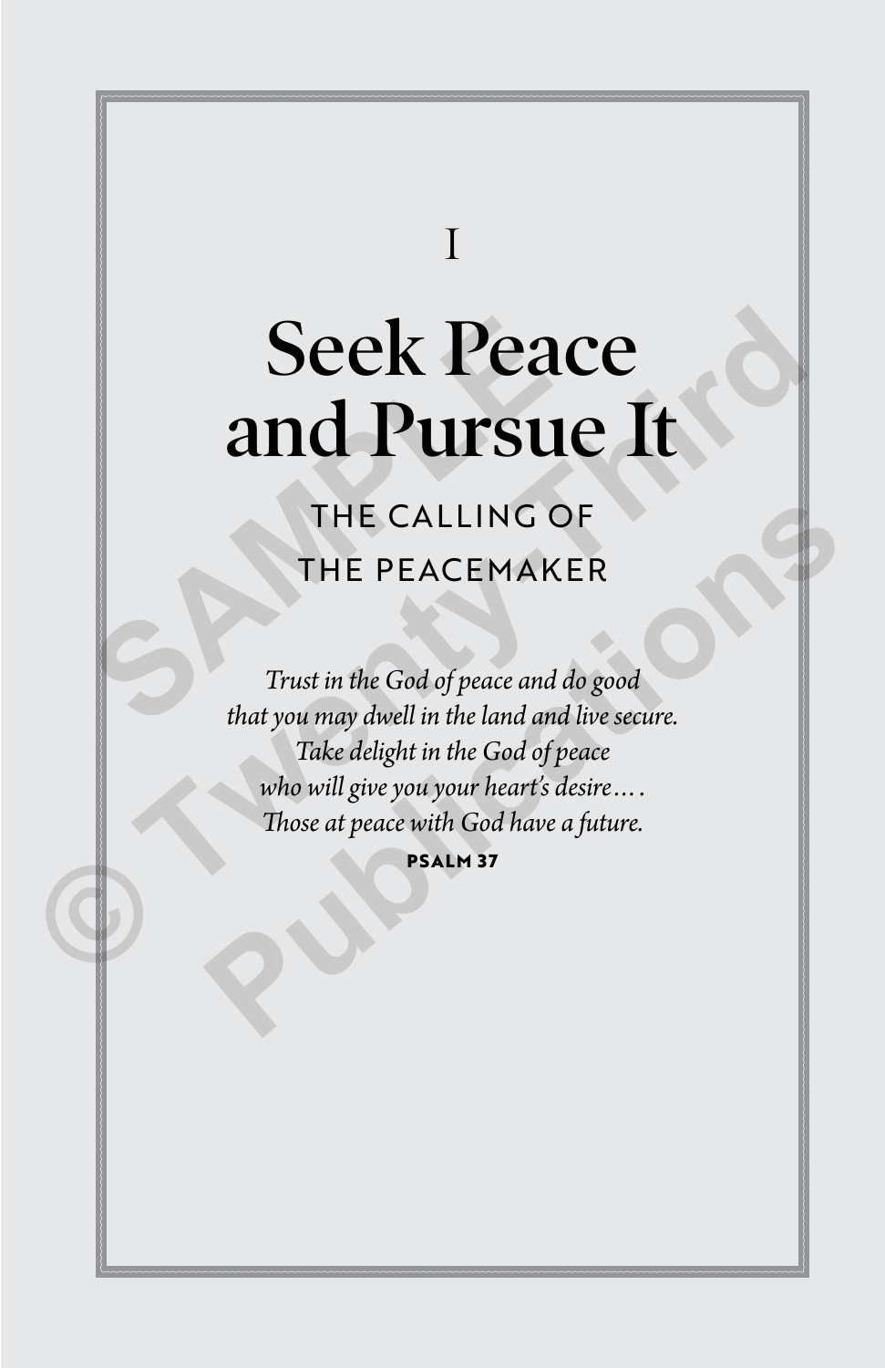I

# Seek Peace and Pursue It

## THE CALLING OF THE PEACEMAKER

*Trust in the God of peace and do good*
*that you may dwell in the land and live secure.*
*Take delight in the God of peace*
*who will give you your heart's desire....*
*Those at peace with God have a future.*

**PSALM 37**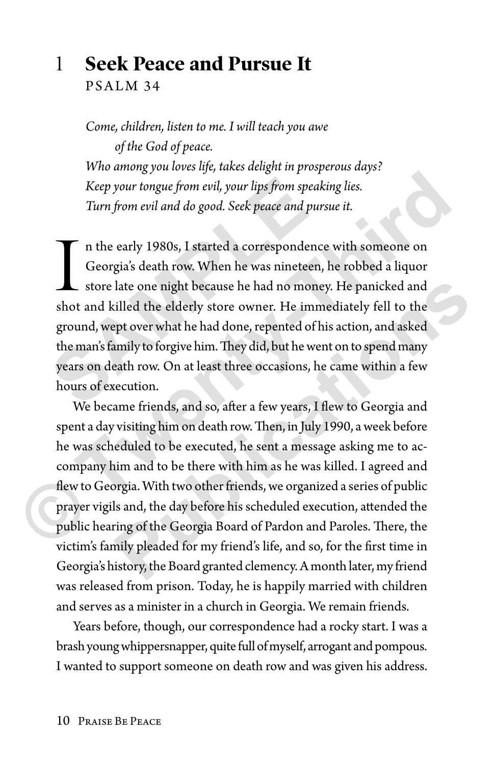# 1 Seek Peace and Pursue It

PSALM 34

*Come, children, listen to me. I will teach you awe*
*of the God of peace.*
*Who among you loves life, takes delight in prosperous days?*
*Keep your tongue from evil, your lips from speaking lies.*
*Turn from evil and do good. Seek peace and pursue it.*

In the early 1980s, I started a correspondence with someone on Georgia's death row. When he was nineteen, he robbed a liquor store late one night because he had no money. He panicked and shot and killed the elderly store owner. He immediately fell to the ground, wept over what he had done, repented of his action, and asked the man's family to forgive him. They did, but he went on to spend many years on death row. On at least three occasions, he came within a few hours of execution.

We became friends, and so, after a few years, I flew to Georgia and spent a day visiting him on death row. Then, in July 1990, a week before he was scheduled to be executed, he sent a message asking me to accompany him and to be there with him as he was killed. I agreed and flew to Georgia. With two other friends, we organized a series of public prayer vigils and, the day before his scheduled execution, attended the public hearing of the Georgia Board of Pardon and Paroles. There, the victim's family pleaded for my friend's life, and so, for the first time in Georgia's history, the Board granted clemency. A month later, my friend was released from prison. Today, he is happily married with children and serves as a minister in a church in Georgia. We remain friends.

Years before, though, our correspondence had a rocky start. I was a brash young whippersnapper, quite full of myself, arrogant and pompous. I wanted to support someone on death row and was given his address.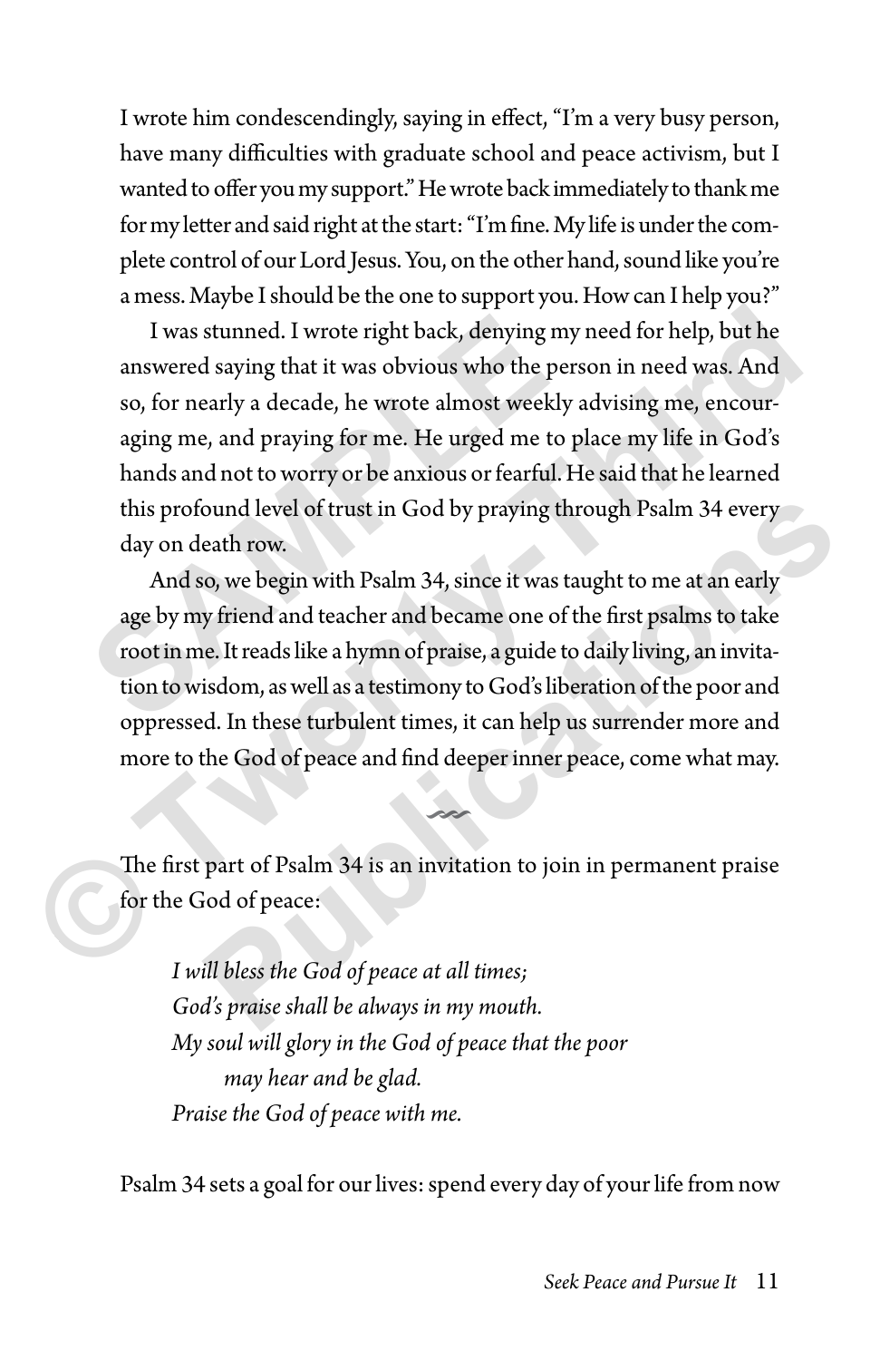I wrote him condescendingly, saying in effect, "I'm a very busy person, have many difficulties with graduate school and peace activism, but I wanted to offer you my support." He wrote back immediately to thank me for my letter and said right at the start: "I'm fine. My life is under the complete control of our Lord Jesus. You, on the other hand, sound like you're a mess. Maybe I should be the one to support you. How can I help you?"

I was stunned. I wrote right back, denying my need for help, but he answered saying that it was obvious who the person in need was. And so, for nearly a decade, he wrote almost weekly advising me, encouraging me, and praying for me. He urged me to place my life in God's hands and not to worry or be anxious or fearful. He said that he learned this profound level of trust in God by praying through Psalm 34 every day on death row.

And so, we begin with Psalm 34, since it was taught to me at an early age by my friend and teacher and became one of the first psalms to take root in me. It reads like a hymn of praise, a guide to daily living, an invitation to wisdom, as well as a testimony to God's liberation of the poor and oppressed. In these turbulent times, it can help us surrender more and more to the God of peace and find deeper inner peace, come what may.

~

The first part of Psalm 34 is an invitation to join in permanent praise for the God of peace:

> *I will bless the God of peace at all times;*
> *God's praise shall be always in my mouth.*
> *My soul will glory in the God of peace that the poor*
> *may hear and be glad.*
> *Praise the God of peace with me.*

Psalm 34 sets a goal for our lives: spend every day of your life from now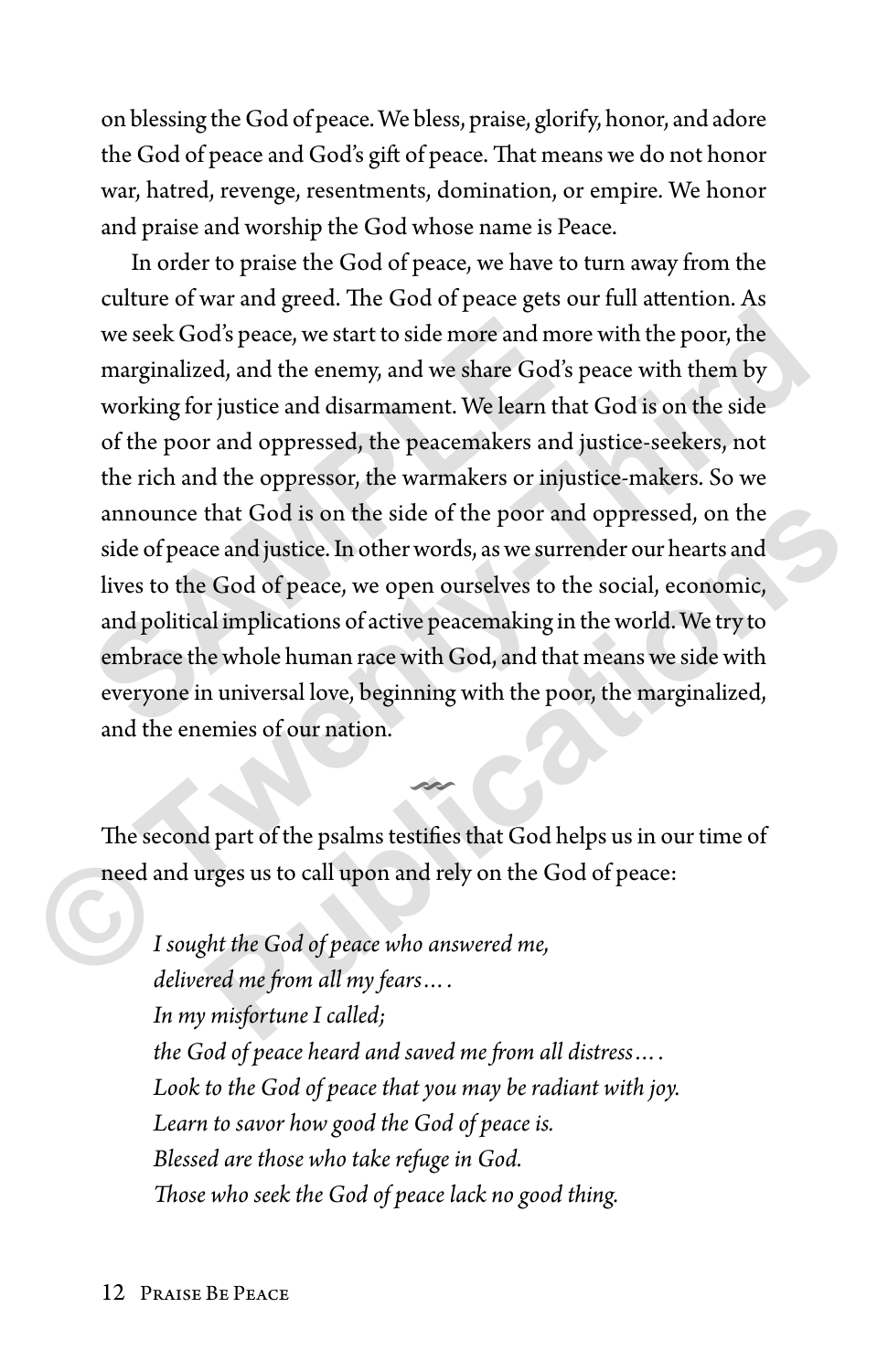on blessing the God of peace. We bless, praise, glorify, honor, and adore the God of peace and God's gift of peace. That means we do not honor war, hatred, revenge, resentments, domination, or empire. We honor and praise and worship the God whose name is Peace.

In order to praise the God of peace, we have to turn away from the culture of war and greed. The God of peace gets our full attention. As we seek God's peace, we start to side more and more with the poor, the marginalized, and the enemy, and we share God's peace with them by working for justice and disarmament. We learn that God is on the side of the poor and oppressed, the peacemakers and justice-seekers, not the rich and the oppressor, the warmakers or injustice-makers. So we announce that God is on the side of the poor and oppressed, on the side of peace and justice. In other words, as we surrender our hearts and lives to the God of peace, we open ourselves to the social, economic, and political implications of active peacemaking in the world. We try to embrace the whole human race with God, and that means we side with everyone in universal love, beginning with the poor, the marginalized, and the enemies of our nation.

---

The second part of the psalms testifies that God helps us in our time of need and urges us to call upon and rely on the God of peace:

> *I sought the God of peace who answered me,*
> *delivered me from all my fears....*
> *In my misfortune I called;*
> *the God of peace heard and saved me from all distress....*
> *Look to the God of peace that you may be radiant with joy.*
> *Learn to savor how good the God of peace is.*
> *Blessed are those who take refuge in God.*
> *Those who seek the God of peace lack no good thing.*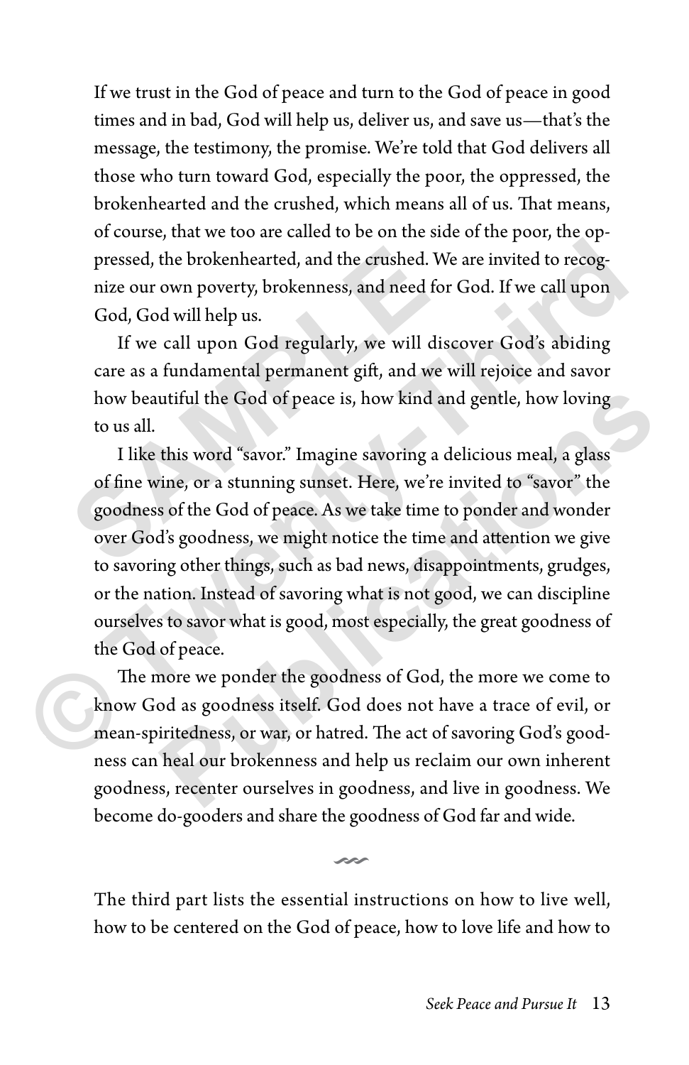If we trust in the God of peace and turn to the God of peace in good times and in bad, God will help us, deliver us, and save us—that's the message, the testimony, the promise. We're told that God delivers all those who turn toward God, especially the poor, the oppressed, the brokenhearted and the crushed, which means all of us. That means, of course, that we too are called to be on the side of the poor, the oppressed, the brokenhearted, and the crushed. We are invited to recognize our own poverty, brokenness, and need for God. If we call upon God, God will help us.

If we call upon God regularly, we will discover God's abiding care as a fundamental permanent gift, and we will rejoice and savor how beautiful the God of peace is, how kind and gentle, how loving to us all.

I like this word "savor." Imagine savoring a delicious meal, a glass of fine wine, or a stunning sunset. Here, we're invited to "savor" the goodness of the God of peace. As we take time to ponder and wonder over God's goodness, we might notice the time and attention we give to savoring other things, such as bad news, disappointments, grudges, or the nation. Instead of savoring what is not good, we can discipline ourselves to savor what is good, most especially, the great goodness of the God of peace.

The more we ponder the goodness of God, the more we come to know God as goodness itself. God does not have a trace of evil, or mean-spiritedness, or war, or hatred. The act of savoring God's goodness can heal our brokenness and help us reclaim our own inherent goodness, recenter ourselves in goodness, and live in goodness. We become do-gooders and share the goodness of God far and wide.

---

The third part lists the essential instructions on how to live well, how to be centered on the God of peace, how to love life and how to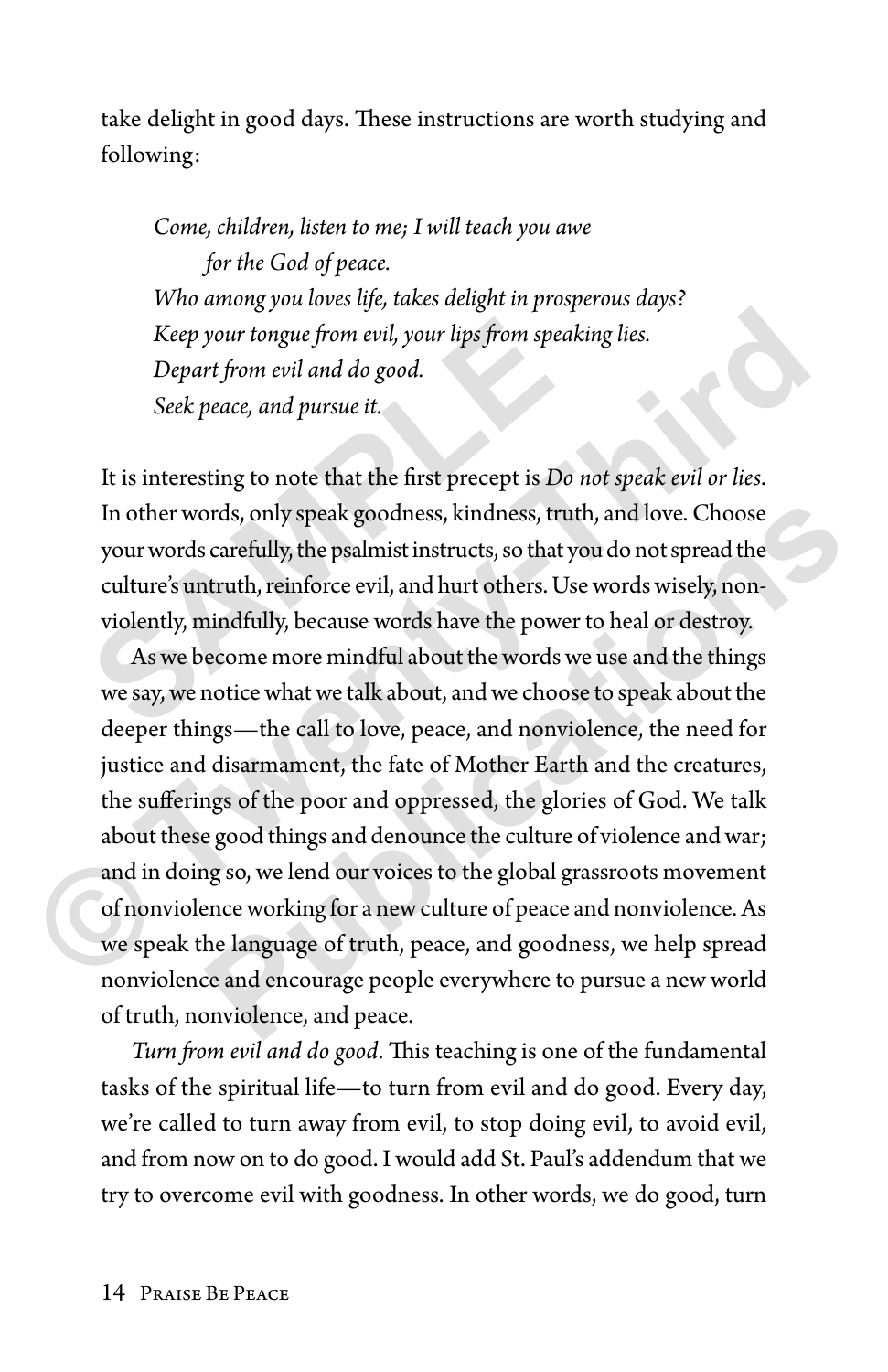take delight in good days. These instructions are worth studying and following:

> *Come, children, listen to me; I will teach you awe*
> *for the God of peace.*
> *Who among you loves life, takes delight in prosperous days?*
> *Keep your tongue from evil, your lips from speaking lies.*
> *Depart from evil and do good.*
> *Seek peace, and pursue it.*

It is interesting to note that the first precept is *Do not speak evil or lies*. In other words, only speak goodness, kindness, truth, and love. Choose your words carefully, the psalmist instructs, so that you do not spread the culture's untruth, reinforce evil, and hurt others. Use words wisely, nonviolently, mindfully, because words have the power to heal or destroy.

As we become more mindful about the words we use and the things we say, we notice what we talk about, and we choose to speak about the deeper things—the call to love, peace, and nonviolence, the need for justice and disarmament, the fate of Mother Earth and the creatures, the sufferings of the poor and oppressed, the glories of God. We talk about these good things and denounce the culture of violence and war; and in doing so, we lend our voices to the global grassroots movement of nonviolence working for a new culture of peace and nonviolence. As we speak the language of truth, peace, and goodness, we help spread nonviolence and encourage people everywhere to pursue a new world of truth, nonviolence, and peace.

*Turn from evil and do good*. This teaching is one of the fundamental tasks of the spiritual life—to turn from evil and do good. Every day, we're called to turn away from evil, to stop doing evil, to avoid evil, and from now on to do good. I would add St. Paul's addendum that we try to overcome evil with goodness. In other words, we do good, turn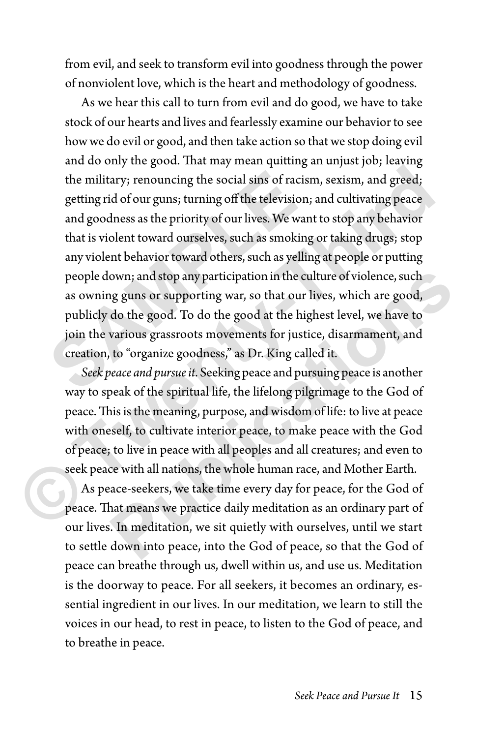from evil, and seek to transform evil into goodness through the power of nonviolent love, which is the heart and methodology of goodness.

As we hear this call to turn from evil and do good, we have to take stock of our hearts and lives and fearlessly examine our behavior to see how we do evil or good, and then take action so that we stop doing evil and do only the good. That may mean quitting an unjust job; leaving the military; renouncing the social sins of racism, sexism, and greed; getting rid of our guns; turning off the television; and cultivating peace and goodness as the priority of our lives. We want to stop any behavior that is violent toward ourselves, such as smoking or taking drugs; stop any violent behavior toward others, such as yelling at people or putting people down; and stop any participation in the culture of violence, such as owning guns or supporting war, so that our lives, which are good, publicly do the good. To do the good at the highest level, we have to join the various grassroots movements for justice, disarmament, and creation, to "organize goodness," as Dr. King called it.

*Seek peace and pursue it.* Seeking peace and pursuing peace is another way to speak of the spiritual life, the lifelong pilgrimage to the God of peace. This is the meaning, purpose, and wisdom of life: to live at peace with oneself, to cultivate interior peace, to make peace with the God of peace; to live in peace with all peoples and all creatures; and even to seek peace with all nations, the whole human race, and Mother Earth.

As peace-seekers, we take time every day for peace, for the God of peace. That means we practice daily meditation as an ordinary part of our lives. In meditation, we sit quietly with ourselves, until we start to settle down into peace, into the God of peace, so that the God of peace can breathe through us, dwell within us, and use us. Meditation is the doorway to peace. For all seekers, it becomes an ordinary, essential ingredient in our lives. In our meditation, we learn to still the voices in our head, to rest in peace, to listen to the God of peace, and to breathe in peace.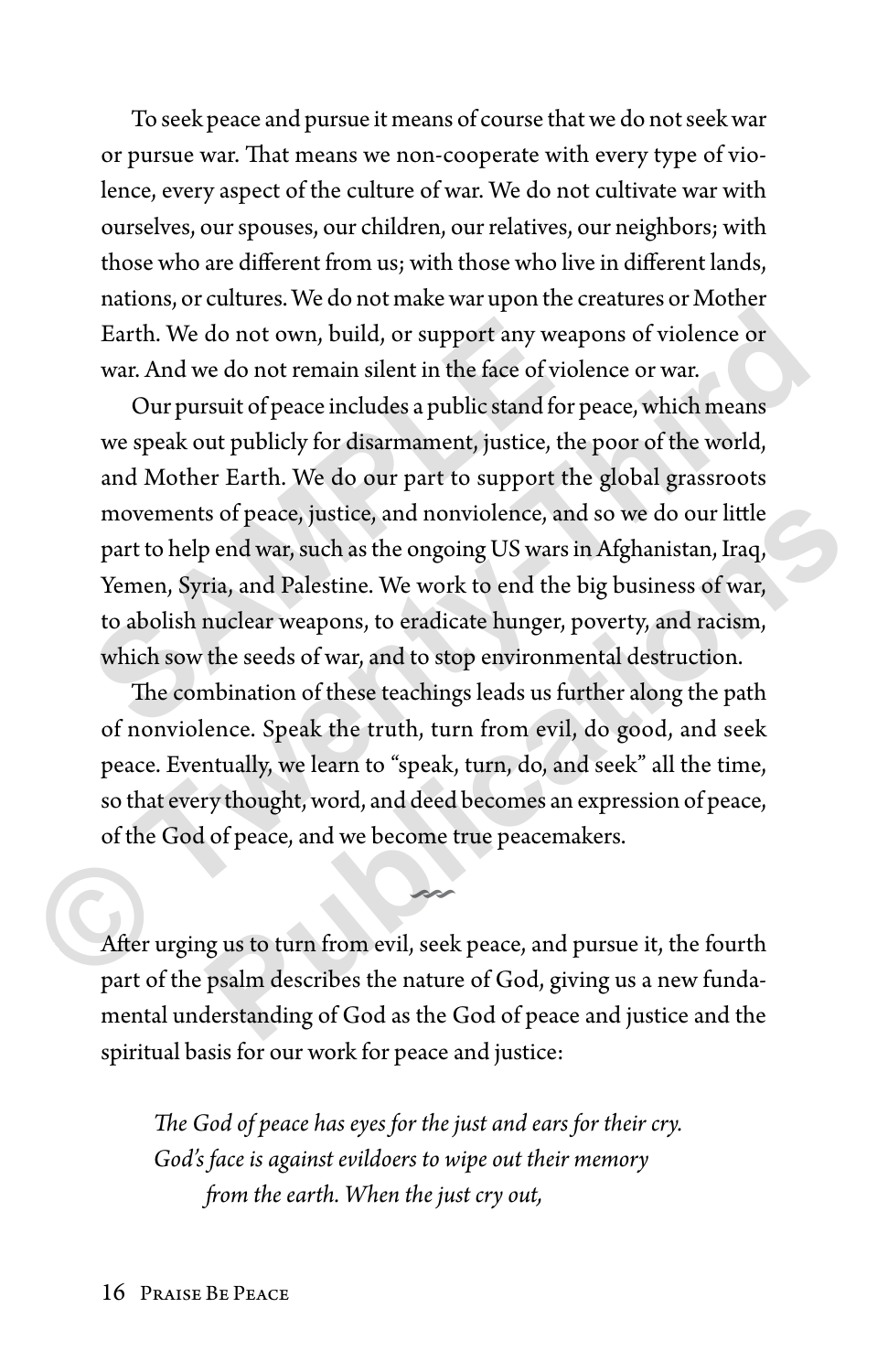To seek peace and pursue it means of course that we do not seek war or pursue war. That means we non-cooperate with every type of violence, every aspect of the culture of war. We do not cultivate war with ourselves, our spouses, our children, our relatives, our neighbors; with those who are different from us; with those who live in different lands, nations, or cultures. We do not make war upon the creatures or Mother Earth. We do not own, build, or support any weapons of violence or war. And we do not remain silent in the face of violence or war.

Our pursuit of peace includes a public stand for peace, which means we speak out publicly for disarmament, justice, the poor of the world, and Mother Earth. We do our part to support the global grassroots movements of peace, justice, and nonviolence, and so we do our little part to help end war, such as the ongoing US wars in Afghanistan, Iraq, Yemen, Syria, and Palestine. We work to end the big business of war, to abolish nuclear weapons, to eradicate hunger, poverty, and racism, which sow the seeds of war, and to stop environmental destruction.

The combination of these teachings leads us further along the path of nonviolence. Speak the truth, turn from evil, do good, and seek peace. Eventually, we learn to "speak, turn, do, and seek" all the time, so that every thought, word, and deed becomes an expression of peace, of the God of peace, and we become true peacemakers.

After urging us to turn from evil, seek peace, and pursue it, the fourth part of the psalm describes the nature of God, giving us a new fundamental understanding of God as the God of peace and justice and the spiritual basis for our work for peace and justice:

*The God of peace has eyes for the just and ears for their cry.*
*God's face is against evildoers to wipe out their memory*
*from the earth. When the just cry out,*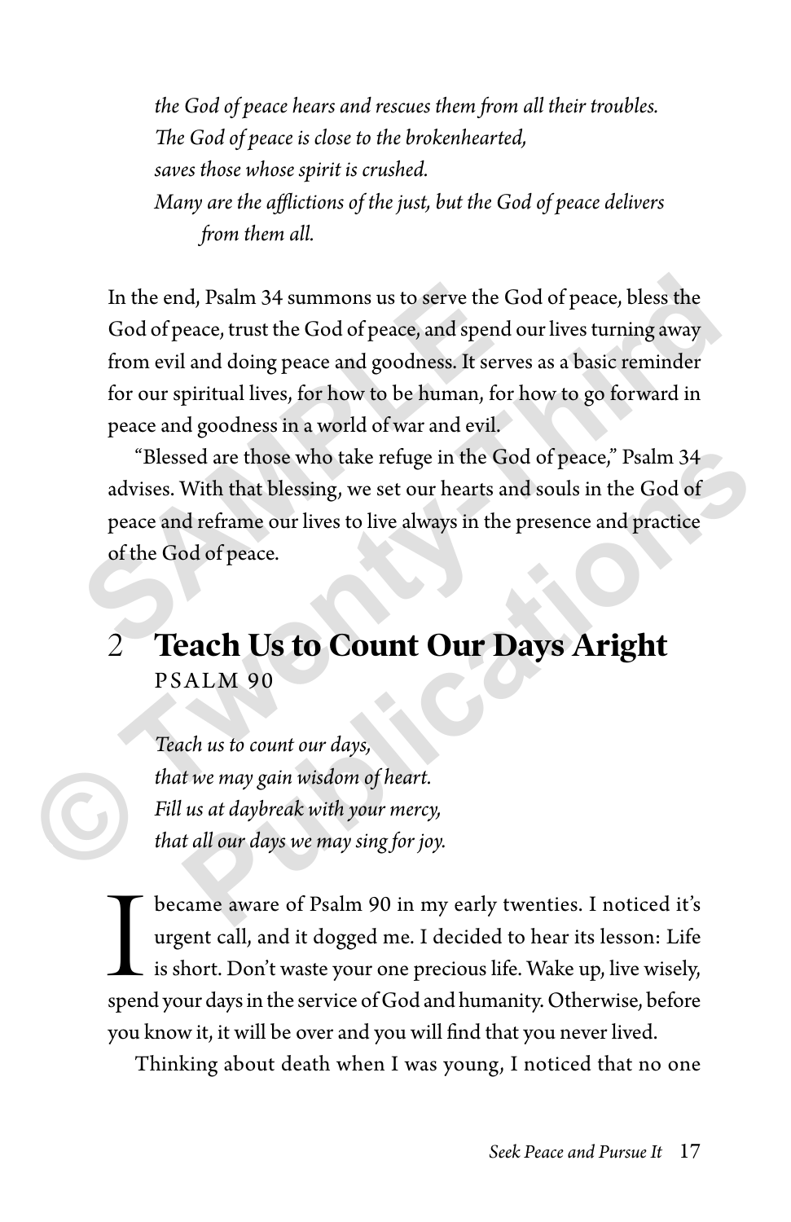*the God of peace hears and rescues them from all their troubles.*
*The God of peace is close to the brokenhearted,*
*saves those whose spirit is crushed.*
*Many are the afflictions of the just, but the God of peace delivers from them all.*

In the end, Psalm 34 summons us to serve the God of peace, bless the God of peace, trust the God of peace, and spend our lives turning away from evil and doing peace and goodness. It serves as a basic reminder for our spiritual lives, for how to be human, for how to go forward in peace and goodness in a world of war and evil.

"Blessed are those who take refuge in the God of peace," Psalm 34 advises. With that blessing, we set our hearts and souls in the God of peace and reframe our lives to live always in the presence and practice of the God of peace.

## 2 Teach Us to Count Our Days Aright

PSALM 90

*Teach us to count our days,*
*that we may gain wisdom of heart.*
*Fill us at daybreak with your mercy,*
*that all our days we may sing for joy.*

I became aware of Psalm 90 in my early twenties. I noticed it's urgent call, and it dogged me. I decided to hear its lesson: Life is short. Don't waste your one precious life. Wake up, live wisely, spend your days in the service of God and humanity. Otherwise, before you know it, it will be over and you will find that you never lived.

Thinking about death when I was young, I noticed that no one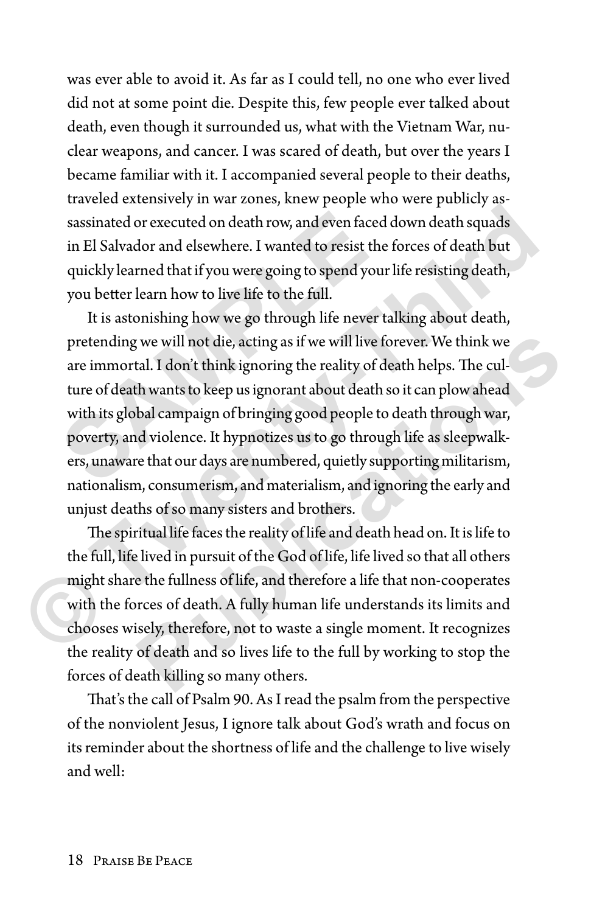was ever able to avoid it. As far as I could tell, no one who ever lived did not at some point die. Despite this, few people ever talked about death, even though it surrounded us, what with the Vietnam War, nuclear weapons, and cancer. I was scared of death, but over the years I became familiar with it. I accompanied several people to their deaths, traveled extensively in war zones, knew people who were publicly assassinated or executed on death row, and even faced down death squads in El Salvador and elsewhere. I wanted to resist the forces of death but quickly learned that if you were going to spend your life resisting death, you better learn how to live life to the full.

It is astonishing how we go through life never talking about death, pretending we will not die, acting as if we will live forever. We think we are immortal. I don't think ignoring the reality of death helps. The culture of death wants to keep us ignorant about death so it can plow ahead with its global campaign of bringing good people to death through war, poverty, and violence. It hypnotizes us to go through life as sleepwalkers, unaware that our days are numbered, quietly supporting militarism, nationalism, consumerism, and materialism, and ignoring the early and unjust deaths of so many sisters and brothers.

The spiritual life faces the reality of life and death head on. It is life to the full, life lived in pursuit of the God of life, life lived so that all others might share the fullness of life, and therefore a life that non-cooperates with the forces of death. A fully human life understands its limits and chooses wisely, therefore, not to waste a single moment. It recognizes the reality of death and so lives life to the full by working to stop the forces of death killing so many others.

That's the call of Psalm 90. As I read the psalm from the perspective of the nonviolent Jesus, I ignore talk about God's wrath and focus on its reminder about the shortness of life and the challenge to live wisely and well: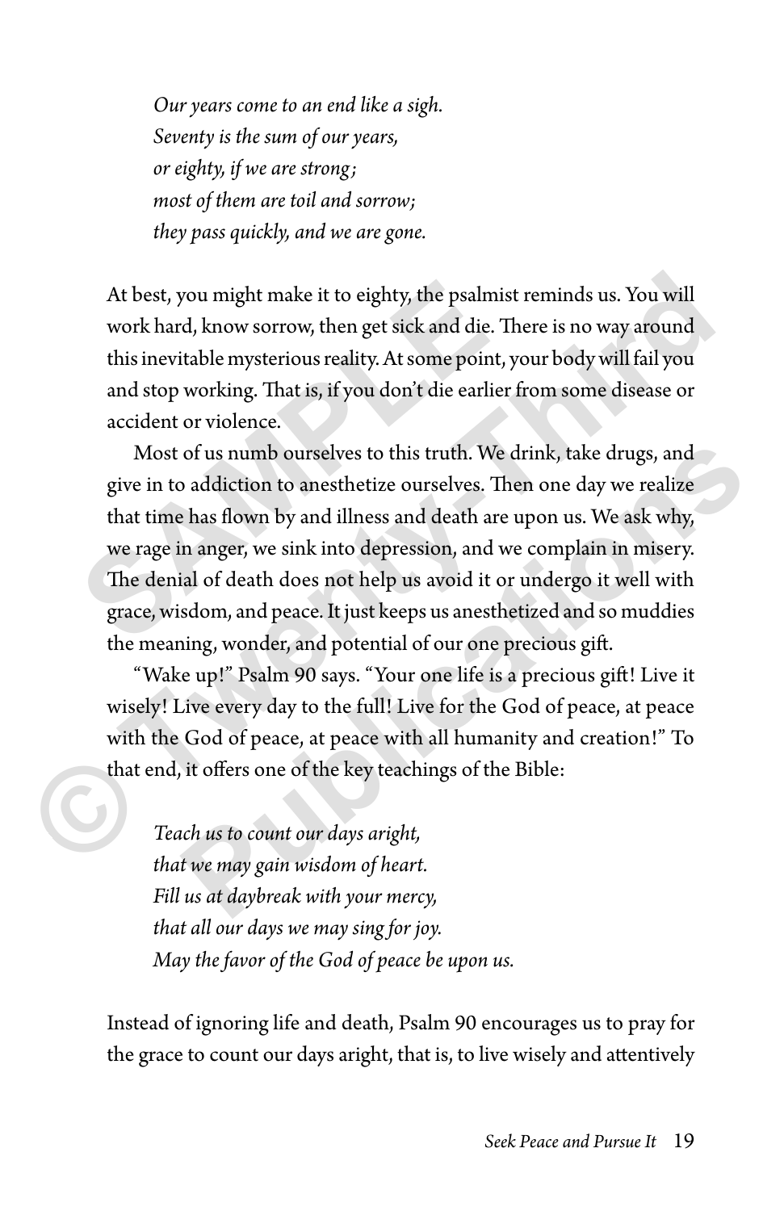*Our years come to an end like a sigh.*
*Seventy is the sum of our years,*
*or eighty, if we are strong;*
*most of them are toil and sorrow;*
*they pass quickly, and we are gone.*

At best, you might make it to eighty, the psalmist reminds us. You will work hard, know sorrow, then get sick and die. There is no way around this inevitable mysterious reality. At some point, your body will fail you and stop working. That is, if you don't die earlier from some disease or accident or violence.

Most of us numb ourselves to this truth. We drink, take drugs, and give in to addiction to anesthetize ourselves. Then one day we realize that time has flown by and illness and death are upon us. We ask why, we rage in anger, we sink into depression, and we complain in misery. The denial of death does not help us avoid it or undergo it well with grace, wisdom, and peace. It just keeps us anesthetized and so muddies the meaning, wonder, and potential of our one precious gift.

"Wake up!" Psalm 90 says. "Your one life is a precious gift! Live it wisely! Live every day to the full! Live for the God of peace, at peace with the God of peace, at peace with all humanity and creation!" To that end, it offers one of the key teachings of the Bible:

*Teach us to count our days aright,*
*that we may gain wisdom of heart.*
*Fill us at daybreak with your mercy,*
*that all our days we may sing for joy.*
*May the favor of the God of peace be upon us.*

Instead of ignoring life and death, Psalm 90 encourages us to pray for the grace to count our days aright, that is, to live wisely and attentively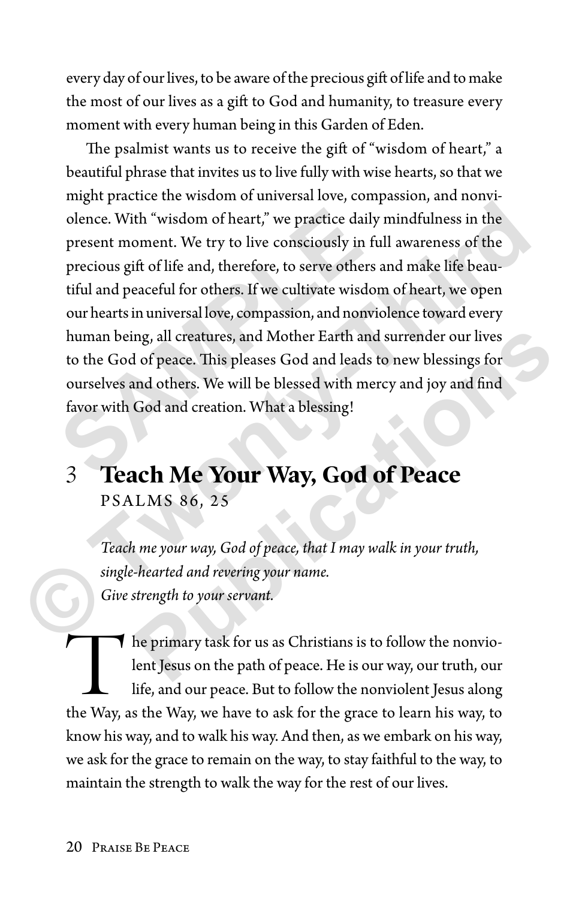every day of our lives, to be aware of the precious gift of life and to make the most of our lives as a gift to God and humanity, to treasure every moment with every human being in this Garden of Eden.

The psalmist wants us to receive the gift of "wisdom of heart," a beautiful phrase that invites us to live fully with wise hearts, so that we might practice the wisdom of universal love, compassion, and nonviolence. With "wisdom of heart," we practice daily mindfulness in the present moment. We try to live consciously in full awareness of the precious gift of life and, therefore, to serve others and make life beautiful and peaceful for others. If we cultivate wisdom of heart, we open our hearts in universal love, compassion, and nonviolence toward every human being, all creatures, and Mother Earth and surrender our lives to the God of peace. This pleases God and leads to new blessings for ourselves and others. We will be blessed with mercy and joy and find favor with God and creation. What a blessing!

## 3 Teach Me Your Way, God of Peace

PSALMS 86, 25

*Teach me your way, God of peace, that I may walk in your truth,*
*single-hearted and revering your name.*
*Give strength to your servant.*

The primary task for us as Christians is to follow the nonviolent Jesus on the path of peace. He is our way, our truth, our life, and our peace. But to follow the nonviolent Jesus along the Way, as the Way, we have to ask for the grace to learn his way, to know his way, and to walk his way. And then, as we embark on his way, we ask for the grace to remain on the way, to stay faithful to the way, to maintain the strength to walk the way for the rest of our lives.